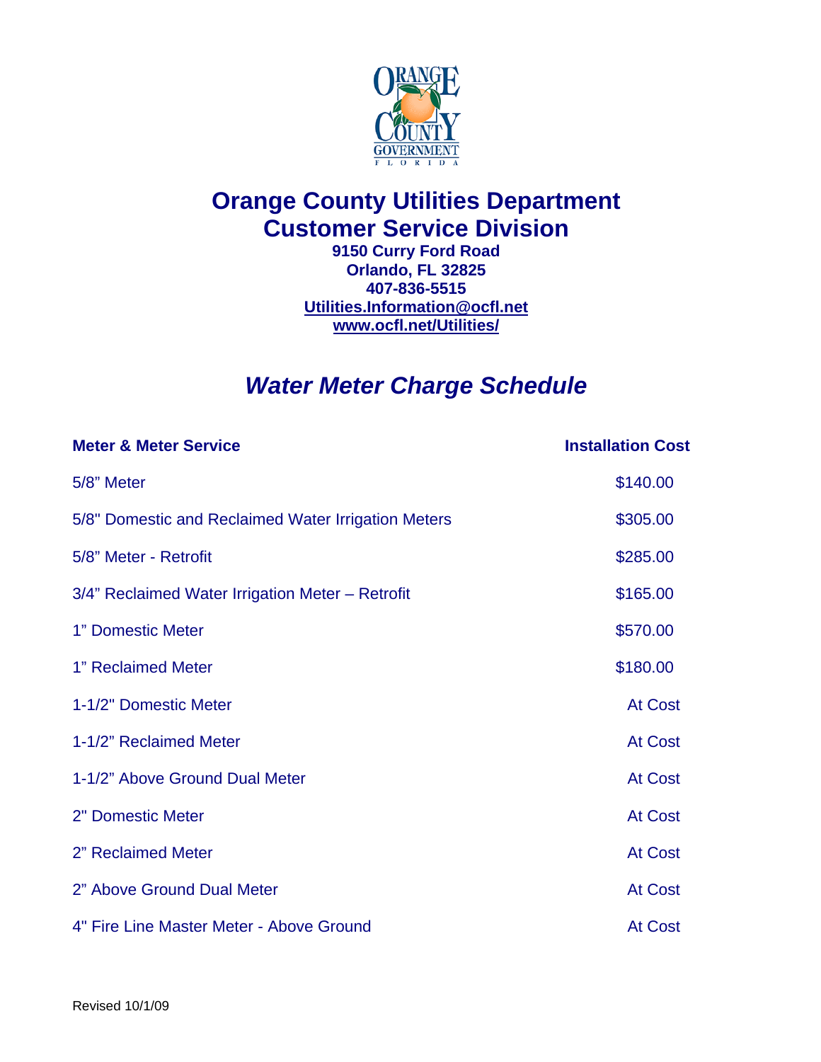# Orange County Utilities Department
# Customer Service Division

**9150 Curry Ford Road**
**Orlando, FL 32825**
**407-836-5515**
**Utilities.Information@ocfl.net**
**www.ocfl.net/Utilities/**

## *Water Meter Charge Schedule*

| Meter & Meter Service | Installation Cost |
|---|---|
| 5/8" Meter | $140.00 |
| 5/8" Domestic and Reclaimed Water Irrigation Meters | $305.00 |
| 5/8" Meter - Retrofit | $285.00 |
| 3/4" Reclaimed Water Irrigation Meter – Retrofit | $165.00 |
| 1" Domestic Meter | $570.00 |
| 1" Reclaimed Meter | $180.00 |
| 1-1/2" Domestic Meter | At Cost |
| 1-1/2" Reclaimed Meter | At Cost |
| 1-1/2" Above Ground Dual Meter | At Cost |
| 2" Domestic Meter | At Cost |
| 2" Reclaimed Meter | At Cost |
| 2" Above Ground Dual Meter | At Cost |
| 4" Fire Line Master Meter - Above Ground | At Cost |

Revised 10/1/09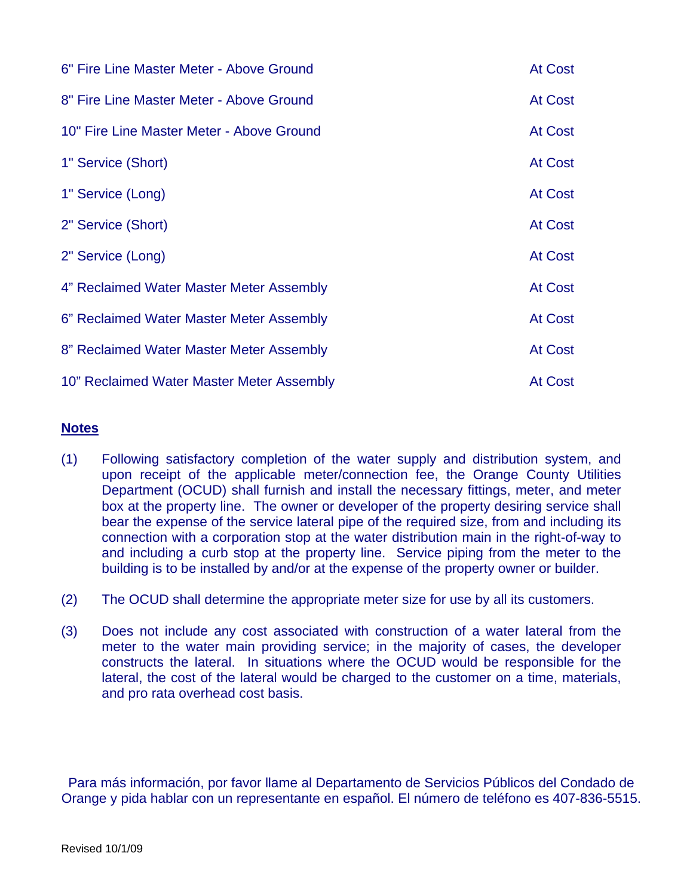| | |
|---|---|
| 6" Fire Line Master Meter - Above Ground | At Cost |
| 8" Fire Line Master Meter - Above Ground | At Cost |
| 10" Fire Line Master Meter - Above Ground | At Cost |
| 1" Service (Short) | At Cost |
| 1" Service (Long) | At Cost |
| 2" Service (Short) | At Cost |
| 2" Service (Long) | At Cost |
| 4" Reclaimed Water Master Meter Assembly | At Cost |
| 6" Reclaimed Water Master Meter Assembly | At Cost |
| 8" Reclaimed Water Master Meter Assembly | At Cost |
| 10" Reclaimed Water Master Meter Assembly | At Cost |

**Notes**

(1) Following satisfactory completion of the water supply and distribution system, and upon receipt of the applicable meter/connection fee, the Orange County Utilities Department (OCUD) shall furnish and install the necessary fittings, meter, and meter box at the property line. The owner or developer of the property desiring service shall bear the expense of the service lateral pipe of the required size, from and including its connection with a corporation stop at the water distribution main in the right-of-way to and including a curb stop at the property line. Service piping from the meter to the building is to be installed by and/or at the expense of the property owner or builder.

(2) The OCUD shall determine the appropriate meter size for use by all its customers.

(3) Does not include any cost associated with construction of a water lateral from the meter to the water main providing service; in the majority of cases, the developer constructs the lateral. In situations where the OCUD would be responsible for the lateral, the cost of the lateral would be charged to the customer on a time, materials, and pro rata overhead cost basis.

Para más información, por favor llame al Departamento de Servicios Públicos del Condado de Orange y pida hablar con un representante en español. El número de teléfono es 407-836-5515.

Revised 10/1/09